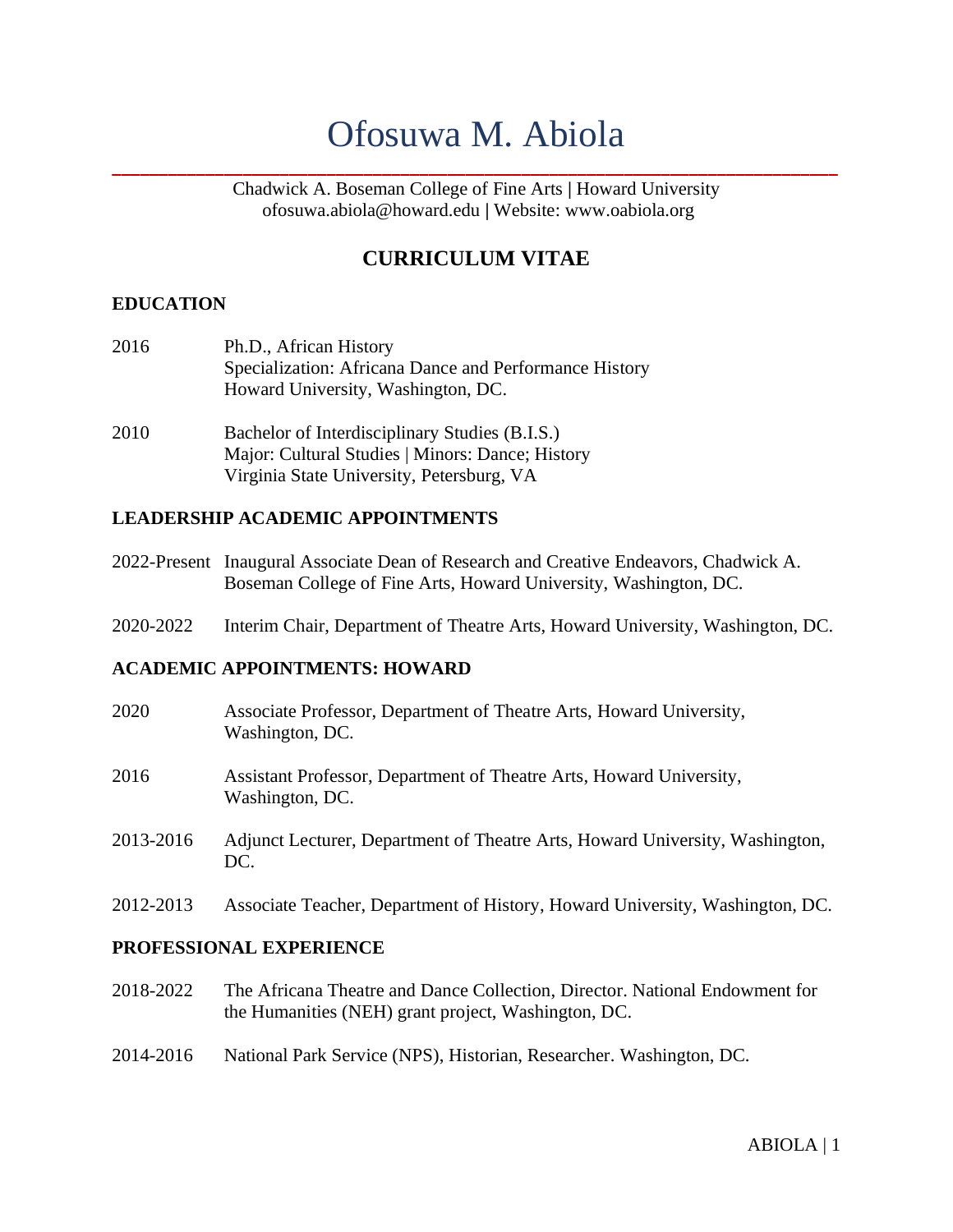# Ofosuwa M. Abiola

Chadwick A. Boseman College of Fine Arts | Howard University
ofosuwa.abiola@howard.edu | Website: www.oabiola.org

## CURRICULUM VITAE

### EDUCATION

2016 Ph.D., African History
Specialization: Africana Dance and Performance History
Howard University, Washington, DC.

2010 Bachelor of Interdisciplinary Studies (B.I.S.)
Major: Cultural Studies | Minors: Dance; History
Virginia State University, Petersburg, VA

### LEADERSHIP ACADEMIC APPOINTMENTS

2022-Present Inaugural Associate Dean of Research and Creative Endeavors, Chadwick A. Boseman College of Fine Arts, Howard University, Washington, DC.

2020-2022 Interim Chair, Department of Theatre Arts, Howard University, Washington, DC.

### ACADEMIC APPOINTMENTS: HOWARD

2020 Associate Professor, Department of Theatre Arts, Howard University, Washington, DC.

2016 Assistant Professor, Department of Theatre Arts, Howard University, Washington, DC.

2013-2016 Adjunct Lecturer, Department of Theatre Arts, Howard University, Washington, DC.

2012-2013 Associate Teacher, Department of History, Howard University, Washington, DC.

### PROFESSIONAL EXPERIENCE

2018-2022 The Africana Theatre and Dance Collection, Director. National Endowment for the Humanities (NEH) grant project, Washington, DC.

2014-2016 National Park Service (NPS), Historian, Researcher. Washington, DC.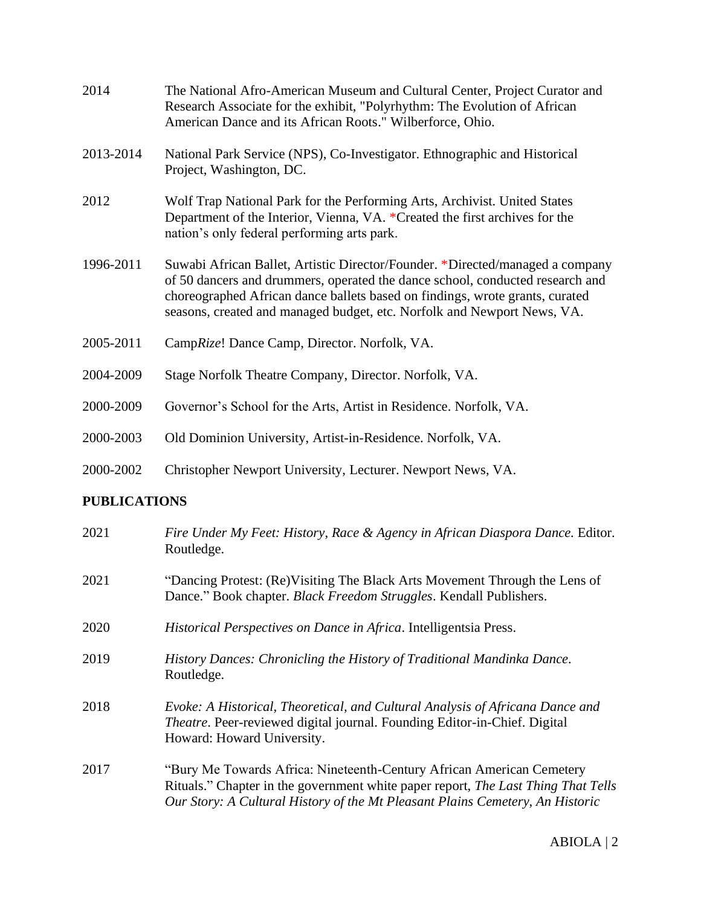2014 The National Afro-American Museum and Cultural Center, Project Curator and Research Associate for the exhibit, "Polyrhythm: The Evolution of African American Dance and its African Roots." Wilberforce, Ohio.

2013-2014 National Park Service (NPS), Co-Investigator. Ethnographic and Historical Project, Washington, DC.

2012 Wolf Trap National Park for the Performing Arts, Archivist. United States Department of the Interior, Vienna, VA. *Created the first archives for the nation's only federal performing arts park.

1996-2011 Suwabi African Ballet, Artistic Director/Founder. *Directed/managed a company of 50 dancers and drummers, operated the dance school, conducted research and choreographed African dance ballets based on findings, wrote grants, curated seasons, created and managed budget, etc. Norfolk and Newport News, VA.

2005-2011 Camp*Rize*! Dance Camp, Director. Norfolk, VA.

2004-2009 Stage Norfolk Theatre Company, Director. Norfolk, VA.

2000-2009 Governor's School for the Arts, Artist in Residence. Norfolk, VA.

2000-2003 Old Dominion University, Artist-in-Residence. Norfolk, VA.

2000-2002 Christopher Newport University, Lecturer. Newport News, VA.

## PUBLICATIONS

2021 *Fire Under My Feet: History, Race & Agency in African Diaspora Dance.* Editor. Routledge.

2021 "Dancing Protest: (Re)Visiting The Black Arts Movement Through the Lens of Dance." Book chapter. *Black Freedom Struggles*. Kendall Publishers.

2020 *Historical Perspectives on Dance in Africa*. Intelligentsia Press.

2019 *History Dances: Chronicling the History of Traditional Mandinka Dance*. Routledge.

2018 *Evoke: A Historical, Theoretical, and Cultural Analysis of Africana Dance and Theatre*. Peer-reviewed digital journal. Founding Editor-in-Chief. Digital Howard: Howard University.

2017 "Bury Me Towards Africa: Nineteenth-Century African American Cemetery Rituals." Chapter in the government white paper report, *The Last Thing That Tells Our Story: A Cultural History of the Mt Pleasant Plains Cemetery, An Historic*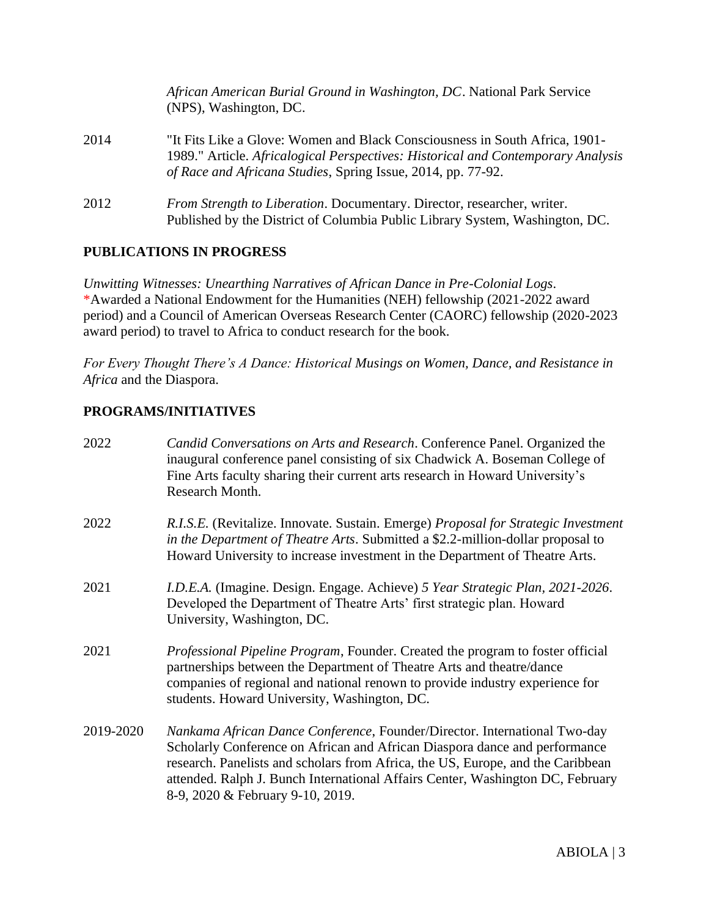*African American Burial Ground in Washington, DC*. National Park Service (NPS), Washington, DC.

2014 "It Fits Like a Glove: Women and Black Consciousness in South Africa, 1901-1989." Article. *Africalogical Perspectives: Historical and Contemporary Analysis of Race and Africana Studies*, Spring Issue, 2014, pp. 77-92.

2012 *From Strength to Liberation*. Documentary. Director, researcher, writer. Published by the District of Columbia Public Library System, Washington, DC.

## PUBLICATIONS IN PROGRESS

*Unwitting Witnesses: Unearthing Narratives of African Dance in Pre-Colonial Logs*.
*Awarded a National Endowment for the Humanities (NEH) fellowship (2021-2022 award period) and a Council of American Overseas Research Center (CAORC) fellowship (2020-2023 award period) to travel to Africa to conduct research for the book.

*For Every Thought There's A Dance: Historical Musings on Women, Dance, and Resistance in Africa* and the Diaspora.

## PROGRAMS/INITIATIVES

2022 *Candid Conversations on Arts and Research*. Conference Panel. Organized the inaugural conference panel consisting of six Chadwick A. Boseman College of Fine Arts faculty sharing their current arts research in Howard University's Research Month.

2022 *R.I.S.E.* (Revitalize. Innovate. Sustain. Emerge) *Proposal for Strategic Investment in the Department of Theatre Arts*. Submitted a $2.2-million-dollar proposal to Howard University to increase investment in the Department of Theatre Arts.

2021 *I.D.E.A.* (Imagine. Design. Engage. Achieve) *5 Year Strategic Plan, 2021-2026*. Developed the Department of Theatre Arts' first strategic plan. Howard University, Washington, DC.

2021 *Professional Pipeline Program*, Founder. Created the program to foster official partnerships between the Department of Theatre Arts and theatre/dance companies of regional and national renown to provide industry experience for students. Howard University, Washington, DC.

2019-2020 *Nankama African Dance Conference*, Founder/Director. International Two-day Scholarly Conference on African and African Diaspora dance and performance research. Panelists and scholars from Africa, the US, Europe, and the Caribbean attended. Ralph J. Bunch International Affairs Center, Washington DC, February 8-9, 2020 & February 9-10, 2019.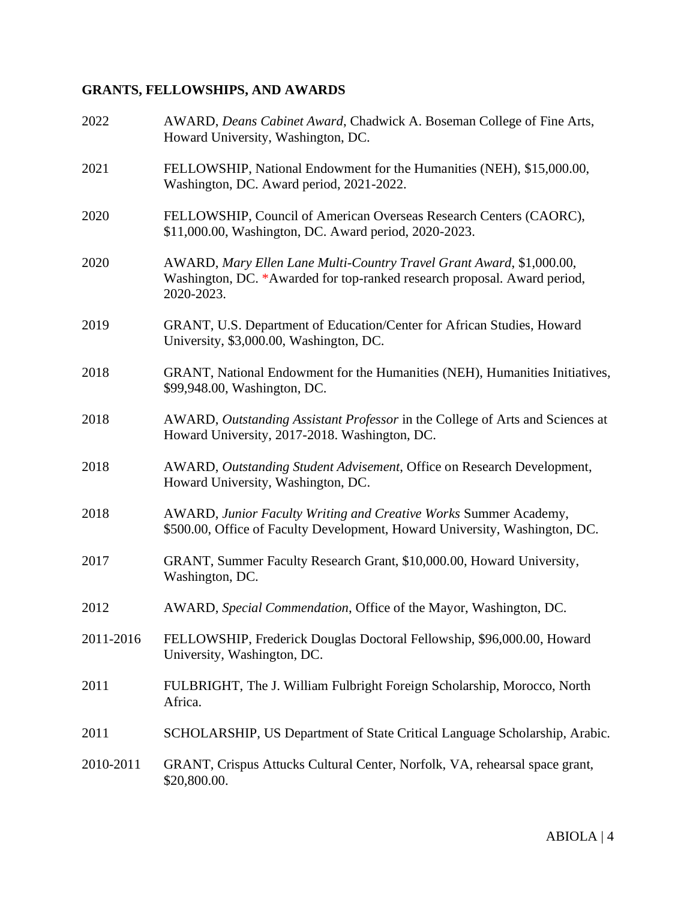## GRANTS, FELLOWSHIPS, AND AWARDS

2022 AWARD, *Deans Cabinet Award*, Chadwick A. Boseman College of Fine Arts, Howard University, Washington, DC.

2021 FELLOWSHIP, National Endowment for the Humanities (NEH), $15,000.00, Washington, DC. Award period, 2021-2022.

2020 FELLOWSHIP, Council of American Overseas Research Centers (CAORC), $11,000.00, Washington, DC. Award period, 2020-2023.

2020 AWARD, *Mary Ellen Lane Multi-Country Travel Grant Award*, $1,000.00, Washington, DC. *Awarded for top-ranked research proposal. Award period, 2020-2023.

2019 GRANT, U.S. Department of Education/Center for African Studies, Howard University, $3,000.00, Washington, DC.

2018 GRANT, National Endowment for the Humanities (NEH), Humanities Initiatives, $99,948.00, Washington, DC.

2018 AWARD, *Outstanding Assistant Professor* in the College of Arts and Sciences at Howard University, 2017-2018. Washington, DC.

2018 AWARD, *Outstanding Student Advisement*, Office on Research Development, Howard University, Washington, DC.

2018 AWARD, *Junior Faculty Writing and Creative Works* Summer Academy, $500.00, Office of Faculty Development, Howard University, Washington, DC.

2017 GRANT, Summer Faculty Research Grant, $10,000.00, Howard University, Washington, DC.

2012 AWARD, *Special Commendation*, Office of the Mayor, Washington, DC.

2011-2016 FELLOWSHIP, Frederick Douglas Doctoral Fellowship, $96,000.00, Howard University, Washington, DC.

2011 FULBRIGHT, The J. William Fulbright Foreign Scholarship, Morocco, North Africa.

2011 SCHOLARSHIP, US Department of State Critical Language Scholarship, Arabic.

2010-2011 GRANT, Crispus Attucks Cultural Center, Norfolk, VA, rehearsal space grant, $20,800.00.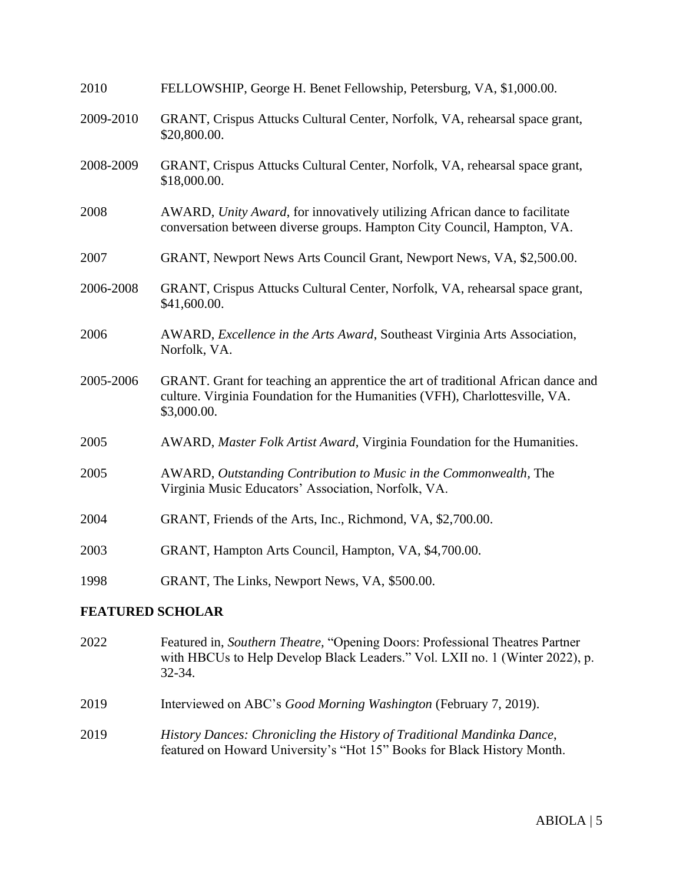2010 FELLOWSHIP, George H. Benet Fellowship, Petersburg, VA, $1,000.00.

2009-2010 GRANT, Crispus Attucks Cultural Center, Norfolk, VA, rehearsal space grant, $20,800.00.

2008-2009 GRANT, Crispus Attucks Cultural Center, Norfolk, VA, rehearsal space grant, $18,000.00.

2008 AWARD, *Unity Award*, for innovatively utilizing African dance to facilitate conversation between diverse groups. Hampton City Council, Hampton, VA.

2007 GRANT, Newport News Arts Council Grant, Newport News, VA, $2,500.00.

2006-2008 GRANT, Crispus Attucks Cultural Center, Norfolk, VA, rehearsal space grant, $41,600.00.

2006 AWARD, *Excellence in the Arts Award*, Southeast Virginia Arts Association, Norfolk, VA.

2005-2006 GRANT. Grant for teaching an apprentice the art of traditional African dance and culture. Virginia Foundation for the Humanities (VFH), Charlottesville, VA. $3,000.00.

2005 AWARD, *Master Folk Artist Award*, Virginia Foundation for the Humanities.

2005 AWARD, *Outstanding Contribution to Music in the Commonwealth*, The Virginia Music Educators' Association, Norfolk, VA.

2004 GRANT, Friends of the Arts, Inc., Richmond, VA, $2,700.00.

2003 GRANT, Hampton Arts Council, Hampton, VA, $4,700.00.

1998 GRANT, The Links, Newport News, VA, $500.00.

**FEATURED SCHOLAR**

2022 Featured in, *Southern Theatre,* "Opening Doors: Professional Theatres Partner with HBCUs to Help Develop Black Leaders." Vol. LXII no. 1 (Winter 2022), p. 32-34.

2019 Interviewed on ABC's *Good Morning Washington* (February 7, 2019).

2019 *History Dances: Chronicling the History of Traditional Mandinka Dance*, featured on Howard University's "Hot 15" Books for Black History Month.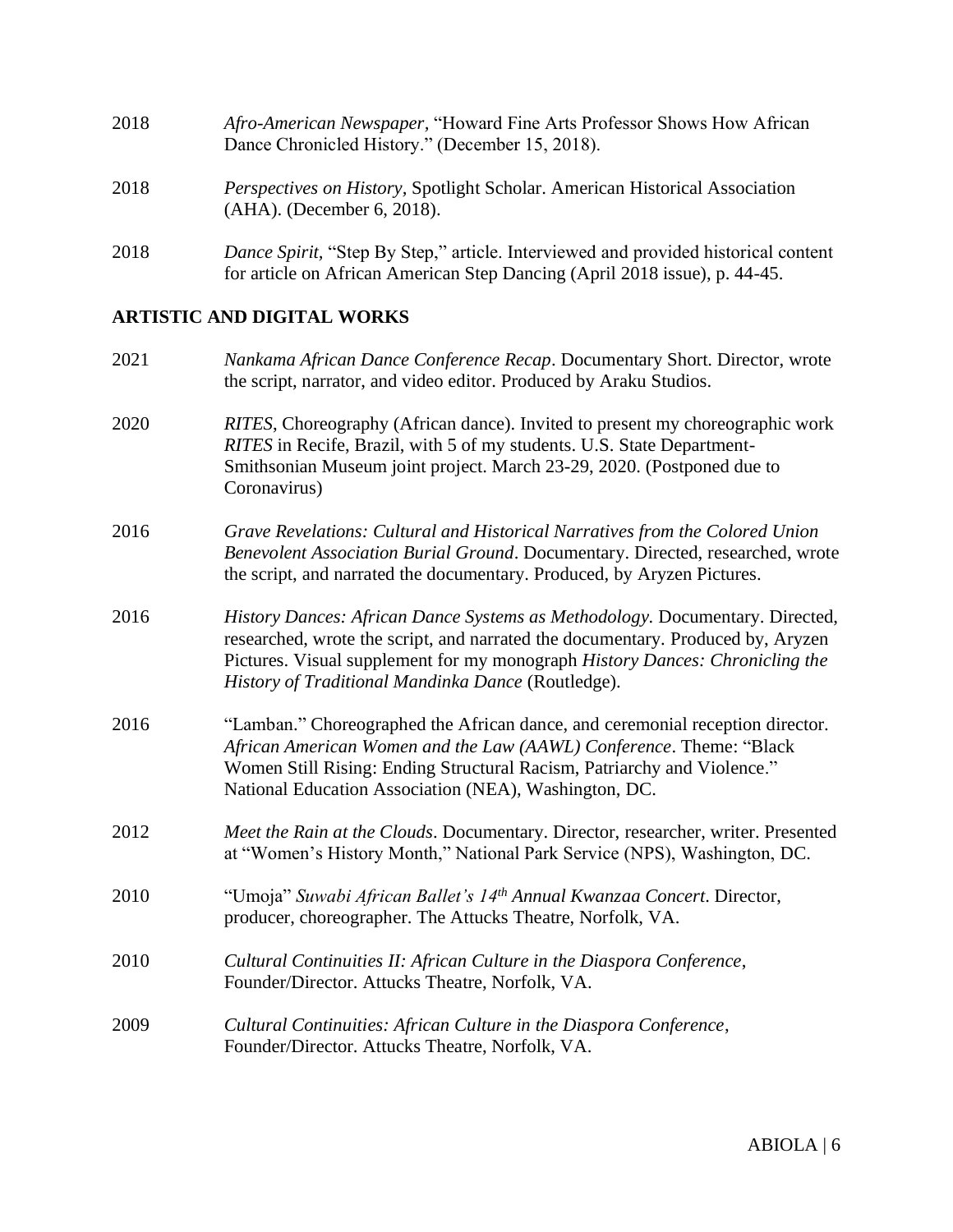2018 *Afro-American Newspaper*, "Howard Fine Arts Professor Shows How African Dance Chronicled History." (December 15, 2018).

2018 *Perspectives on History*, Spotlight Scholar. American Historical Association (AHA). (December 6, 2018).

2018 *Dance Spirit,* "Step By Step," article. Interviewed and provided historical content for article on African American Step Dancing (April 2018 issue), p. 44-45.

## ARTISTIC AND DIGITAL WORKS

2021 *Nankama African Dance Conference Recap*. Documentary Short. Director, wrote the script, narrator, and video editor. Produced by Araku Studios.

2020 *RITES*, Choreography (African dance). Invited to present my choreographic work *RITES* in Recife, Brazil, with 5 of my students. U.S. State Department-Smithsonian Museum joint project. March 23-29, 2020. (Postponed due to Coronavirus)

2016 *Grave Revelations: Cultural and Historical Narratives from the Colored Union Benevolent Association Burial Ground*. Documentary. Directed, researched, wrote the script, and narrated the documentary. Produced, by Aryzen Pictures.

2016 *History Dances: African Dance Systems as Methodology.* Documentary. Directed, researched, wrote the script, and narrated the documentary. Produced by, Aryzen Pictures. Visual supplement for my monograph *History Dances: Chronicling the History of Traditional Mandinka Dance* (Routledge).

2016 "Lamban." Choreographed the African dance, and ceremonial reception director. *African American Women and the Law (AAWL) Conference*. Theme: "Black Women Still Rising: Ending Structural Racism, Patriarchy and Violence." National Education Association (NEA), Washington, DC.

2012 *Meet the Rain at the Clouds*. Documentary. Director, researcher, writer. Presented at "Women's History Month," National Park Service (NPS), Washington, DC.

2010 "Umoja" *Suwabi African Ballet's 14th Annual Kwanzaa Concert*. Director, producer, choreographer. The Attucks Theatre, Norfolk, VA.

2010 *Cultural Continuities II: African Culture in the Diaspora Conference*, Founder/Director. Attucks Theatre, Norfolk, VA.

2009 *Cultural Continuities: African Culture in the Diaspora Conference*, Founder/Director. Attucks Theatre, Norfolk, VA.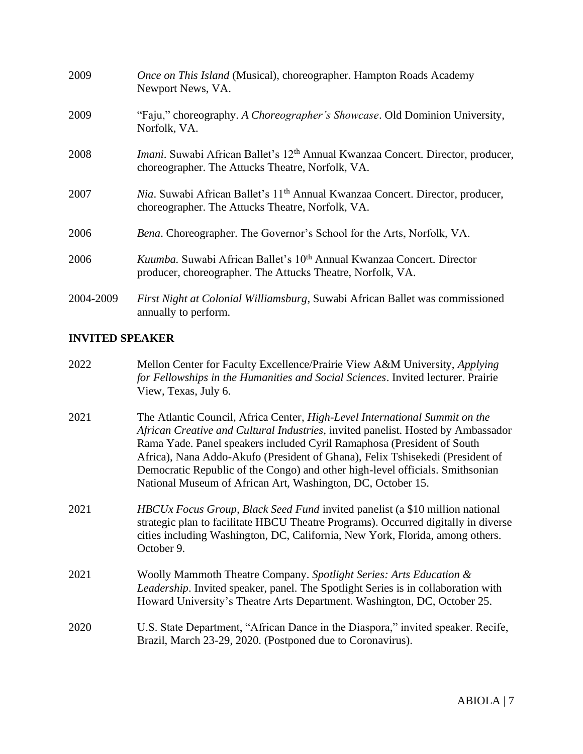2009 *Once on This Island* (Musical), choreographer. Hampton Roads Academy Newport News, VA.

2009 "Faju," choreography. *A Choreographer's Showcase*. Old Dominion University, Norfolk, VA.

2008 *Imani*. Suwabi African Ballet's 12th Annual Kwanzaa Concert. Director, producer, choreographer. The Attucks Theatre, Norfolk, VA.

2007 *Nia*. Suwabi African Ballet's 11th Annual Kwanzaa Concert. Director, producer, choreographer. The Attucks Theatre, Norfolk, VA.

2006 *Bena*. Choreographer. The Governor's School for the Arts, Norfolk, VA.

2006 *Kuumba.* Suwabi African Ballet's 10th Annual Kwanzaa Concert. Director producer, choreographer. The Attucks Theatre, Norfolk, VA.

2004-2009 *First Night at Colonial Williamsburg*, Suwabi African Ballet was commissioned annually to perform.

## INVITED SPEAKER

2022 Mellon Center for Faculty Excellence/Prairie View A&M University, *Applying for Fellowships in the Humanities and Social Sciences*. Invited lecturer. Prairie View, Texas, July 6.

2021 The Atlantic Council, Africa Center, *High-Level International Summit on the African Creative and Cultural Industries*, invited panelist. Hosted by Ambassador Rama Yade. Panel speakers included Cyril Ramaphosa (President of South Africa), Nana Addo-Akufo (President of Ghana), Felix Tshisekedi (President of Democratic Republic of the Congo) and other high-level officials. Smithsonian National Museum of African Art, Washington, DC, October 15.

2021 *HBCUx Focus Group*, *Black Seed Fund* invited panelist (a $10 million national strategic plan to facilitate HBCU Theatre Programs). Occurred digitally in diverse cities including Washington, DC, California, New York, Florida, among others. October 9.

2021 Woolly Mammoth Theatre Company. *Spotlight Series: Arts Education & Leadership*. Invited speaker, panel. The Spotlight Series is in collaboration with Howard University's Theatre Arts Department. Washington, DC, October 25.

2020 U.S. State Department, "African Dance in the Diaspora," invited speaker. Recife, Brazil, March 23-29, 2020. (Postponed due to Coronavirus).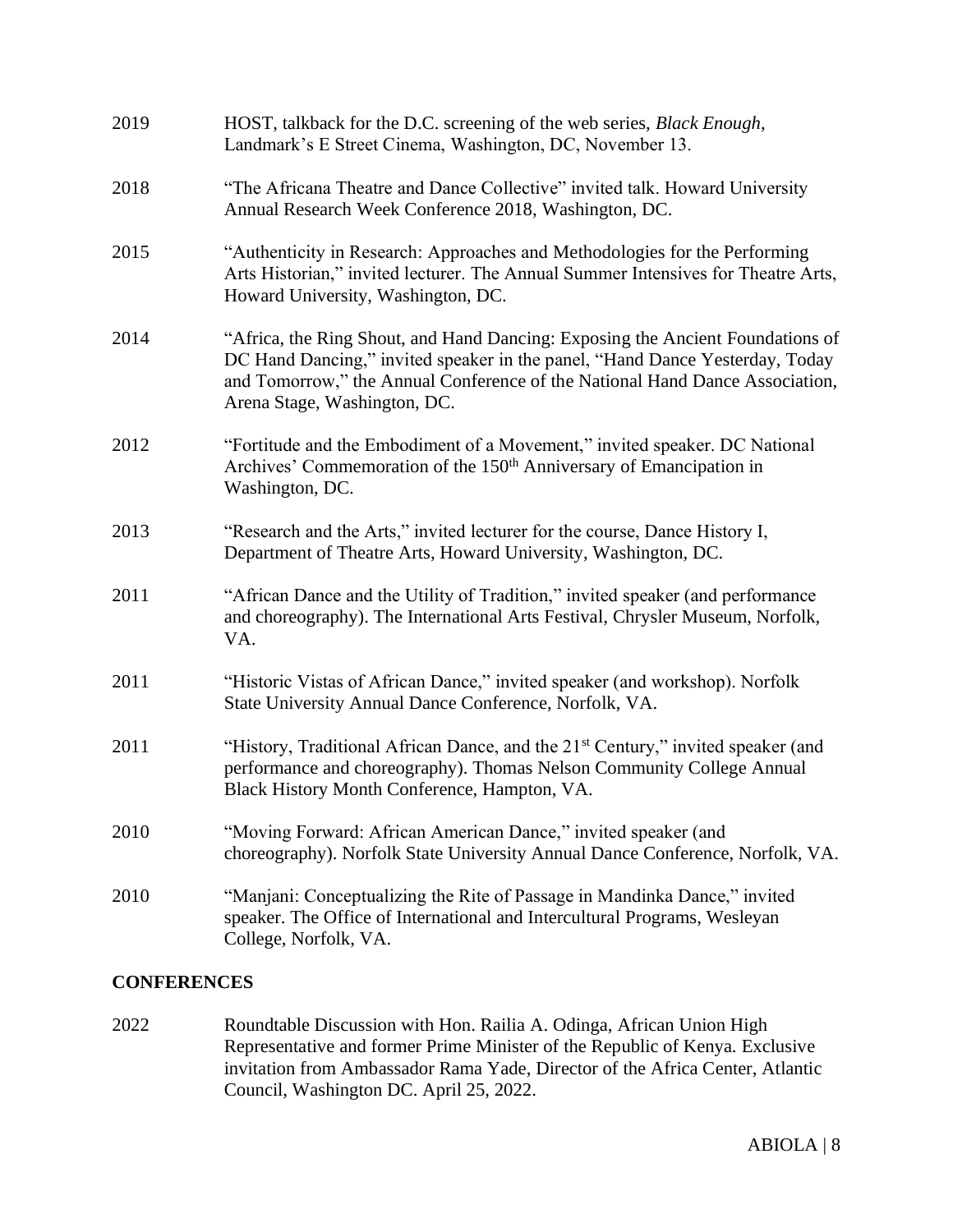2019 HOST, talkback for the D.C. screening of the web series, *Black Enough*, Landmark's E Street Cinema, Washington, DC, November 13.

2018 "The Africana Theatre and Dance Collective" invited talk. Howard University Annual Research Week Conference 2018, Washington, DC.

2015 "Authenticity in Research: Approaches and Methodologies for the Performing Arts Historian," invited lecturer. The Annual Summer Intensives for Theatre Arts, Howard University, Washington, DC.

2014 "Africa, the Ring Shout, and Hand Dancing: Exposing the Ancient Foundations of DC Hand Dancing," invited speaker in the panel, "Hand Dance Yesterday, Today and Tomorrow," the Annual Conference of the National Hand Dance Association, Arena Stage, Washington, DC.

2012 "Fortitude and the Embodiment of a Movement," invited speaker. DC National Archives' Commemoration of the 150th Anniversary of Emancipation in Washington, DC.

2013 "Research and the Arts," invited lecturer for the course, Dance History I, Department of Theatre Arts, Howard University, Washington, DC.

2011 "African Dance and the Utility of Tradition," invited speaker (and performance and choreography). The International Arts Festival, Chrysler Museum, Norfolk, VA.

2011 "Historic Vistas of African Dance," invited speaker (and workshop). Norfolk State University Annual Dance Conference, Norfolk, VA.

2011 "History, Traditional African Dance, and the 21st Century," invited speaker (and performance and choreography). Thomas Nelson Community College Annual Black History Month Conference, Hampton, VA.

2010 "Moving Forward: African American Dance," invited speaker (and choreography). Norfolk State University Annual Dance Conference, Norfolk, VA.

2010 "Manjani: Conceptualizing the Rite of Passage in Mandinka Dance," invited speaker. The Office of International and Intercultural Programs, Wesleyan College, Norfolk, VA.

**CONFERENCES**

2022 Roundtable Discussion with Hon. Railia A. Odinga, African Union High Representative and former Prime Minister of the Republic of Kenya. Exclusive invitation from Ambassador Rama Yade, Director of the Africa Center, Atlantic Council, Washington DC. April 25, 2022.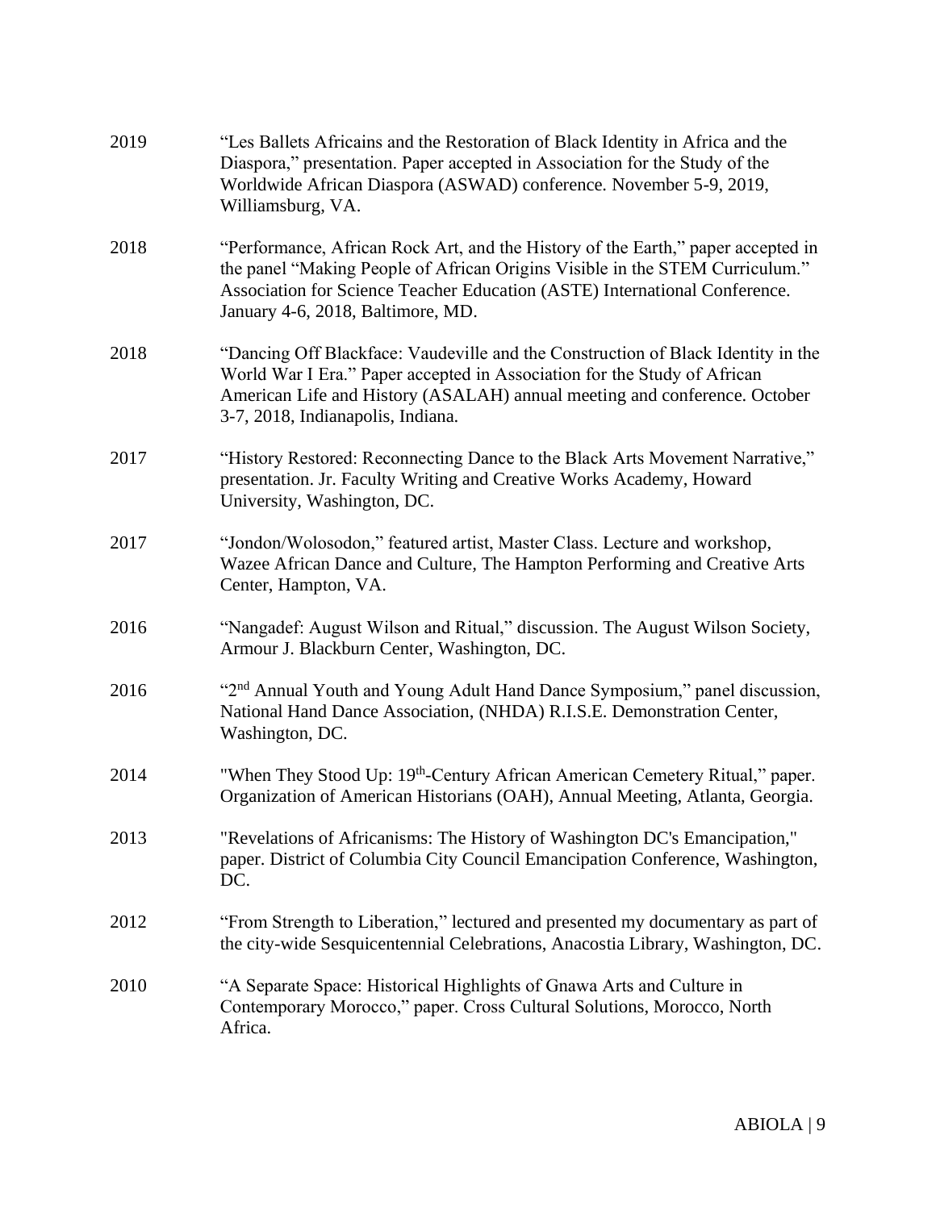2019 "Les Ballets Africains and the Restoration of Black Identity in Africa and the Diaspora," presentation. Paper accepted in Association for the Study of the Worldwide African Diaspora (ASWAD) conference. November 5-9, 2019, Williamsburg, VA.

2018 "Performance, African Rock Art, and the History of the Earth," paper accepted in the panel "Making People of African Origins Visible in the STEM Curriculum." Association for Science Teacher Education (ASTE) International Conference. January 4-6, 2018, Baltimore, MD.

2018 "Dancing Off Blackface: Vaudeville and the Construction of Black Identity in the World War I Era." Paper accepted in Association for the Study of African American Life and History (ASALAH) annual meeting and conference. October 3-7, 2018, Indianapolis, Indiana.

2017 "History Restored: Reconnecting Dance to the Black Arts Movement Narrative," presentation. Jr. Faculty Writing and Creative Works Academy, Howard University, Washington, DC.

2017 "Jondon/Wolosodon," featured artist, Master Class. Lecture and workshop, Wazee African Dance and Culture, The Hampton Performing and Creative Arts Center, Hampton, VA.

2016 "Nangadef: August Wilson and Ritual," discussion. The August Wilson Society, Armour J. Blackburn Center, Washington, DC.

2016 "2nd Annual Youth and Young Adult Hand Dance Symposium," panel discussion, National Hand Dance Association, (NHDA) R.I.S.E. Demonstration Center, Washington, DC.

2014 "When They Stood Up: 19th-Century African American Cemetery Ritual," paper. Organization of American Historians (OAH), Annual Meeting, Atlanta, Georgia.

2013 "Revelations of Africanisms: The History of Washington DC's Emancipation," paper. District of Columbia City Council Emancipation Conference, Washington, DC.

2012 "From Strength to Liberation," lectured and presented my documentary as part of the city-wide Sesquicentennial Celebrations, Anacostia Library, Washington, DC.

2010 "A Separate Space: Historical Highlights of Gnawa Arts and Culture in Contemporary Morocco," paper. Cross Cultural Solutions, Morocco, North Africa.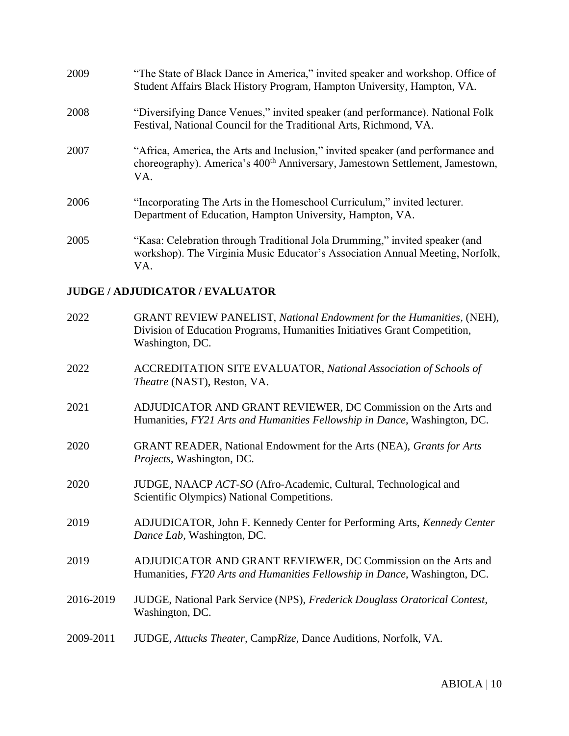2009 “The State of Black Dance in America,” invited speaker and workshop. Office of Student Affairs Black History Program, Hampton University, Hampton, VA.

2008 “Diversifying Dance Venues,” invited speaker (and performance). National Folk Festival, National Council for the Traditional Arts, Richmond, VA.

2007 “Africa, America, the Arts and Inclusion,” invited speaker (and performance and choreography). America’s 400th Anniversary, Jamestown Settlement, Jamestown, VA.

2006 “Incorporating The Arts in the Homeschool Curriculum,” invited lecturer. Department of Education, Hampton University, Hampton, VA.

2005 “Kasa: Celebration through Traditional Jola Drumming,” invited speaker (and workshop). The Virginia Music Educator’s Association Annual Meeting, Norfolk, VA.

## JUDGE / ADJUDICATOR / EVALUATOR

2022 GRANT REVIEW PANELIST, *National Endowment for the Humanities*, (NEH), Division of Education Programs, Humanities Initiatives Grant Competition, Washington, DC.

2022 ACCREDITATION SITE EVALUATOR, *National Association of Schools of Theatre* (NAST), Reston, VA.

2021 ADJUDICATOR AND GRANT REVIEWER, DC Commission on the Arts and Humanities, *FY21 Arts and Humanities Fellowship in Dance*, Washington, DC.

2020 GRANT READER, National Endowment for the Arts (NEA), *Grants for Arts Projects*, Washington, DC.

2020 JUDGE, NAACP *ACT-SO* (Afro-Academic, Cultural, Technological and Scientific Olympics) National Competitions.

2019 ADJUDICATOR, John F. Kennedy Center for Performing Arts, *Kennedy Center Dance Lab*, Washington, DC.

2019 ADJUDICATOR AND GRANT REVIEWER, DC Commission on the Arts and Humanities, *FY20 Arts and Humanities Fellowship in Dance*, Washington, DC.

2016-2019 JUDGE, National Park Service (NPS), *Frederick Douglass Oratorical Contest*, Washington, DC.

2009-2011 JUDGE, *Attucks Theater*, Camp*Rize*, Dance Auditions, Norfolk, VA.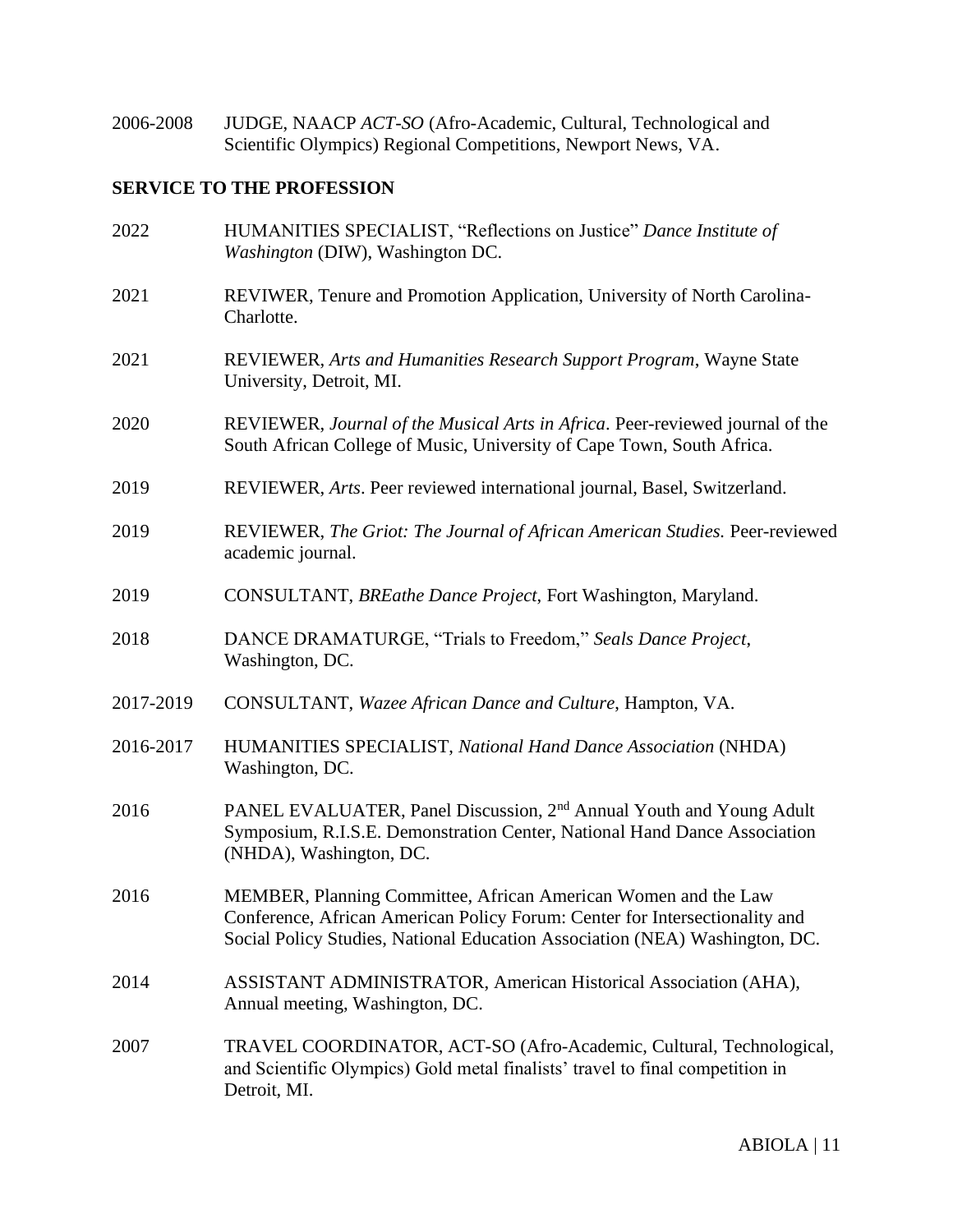2006-2008 JUDGE, NAACP *ACT-SO* (Afro-Academic, Cultural, Technological and Scientific Olympics) Regional Competitions, Newport News, VA.

## SERVICE TO THE PROFESSION

2022 HUMANITIES SPECIALIST, "Reflections on Justice" *Dance Institute of Washington* (DIW), Washington DC.

2021 REVIWER, Tenure and Promotion Application, University of North Carolina-Charlotte.

2021 REVIEWER, *Arts and Humanities Research Support Program*, Wayne State University, Detroit, MI.

2020 REVIEWER, *Journal of the Musical Arts in Africa*. Peer-reviewed journal of the South African College of Music, University of Cape Town, South Africa.

2019 REVIEWER, *Arts*. Peer reviewed international journal, Basel, Switzerland.

2019 REVIEWER, *The Griot: The Journal of African American Studies.* Peer-reviewed academic journal.

2019 CONSULTANT, *BREathe Dance Project*, Fort Washington, Maryland.

2018 DANCE DRAMATURGE, "Trials to Freedom," *Seals Dance Project*, Washington, DC.

2017-2019 CONSULTANT, *Wazee African Dance and Culture*, Hampton, VA.

2016-2017 HUMANITIES SPECIALIST, *National Hand Dance Association* (NHDA) Washington, DC.

2016 PANEL EVALUATER, Panel Discussion, 2nd Annual Youth and Young Adult Symposium, R.I.S.E. Demonstration Center, National Hand Dance Association (NHDA), Washington, DC.

2016 MEMBER, Planning Committee, African American Women and the Law Conference, African American Policy Forum: Center for Intersectionality and Social Policy Studies, National Education Association (NEA) Washington, DC.

2014 ASSISTANT ADMINISTRATOR, American Historical Association (AHA), Annual meeting, Washington, DC.

2007 TRAVEL COORDINATOR, ACT-SO (Afro-Academic, Cultural, Technological, and Scientific Olympics) Gold metal finalists' travel to final competition in Detroit, MI.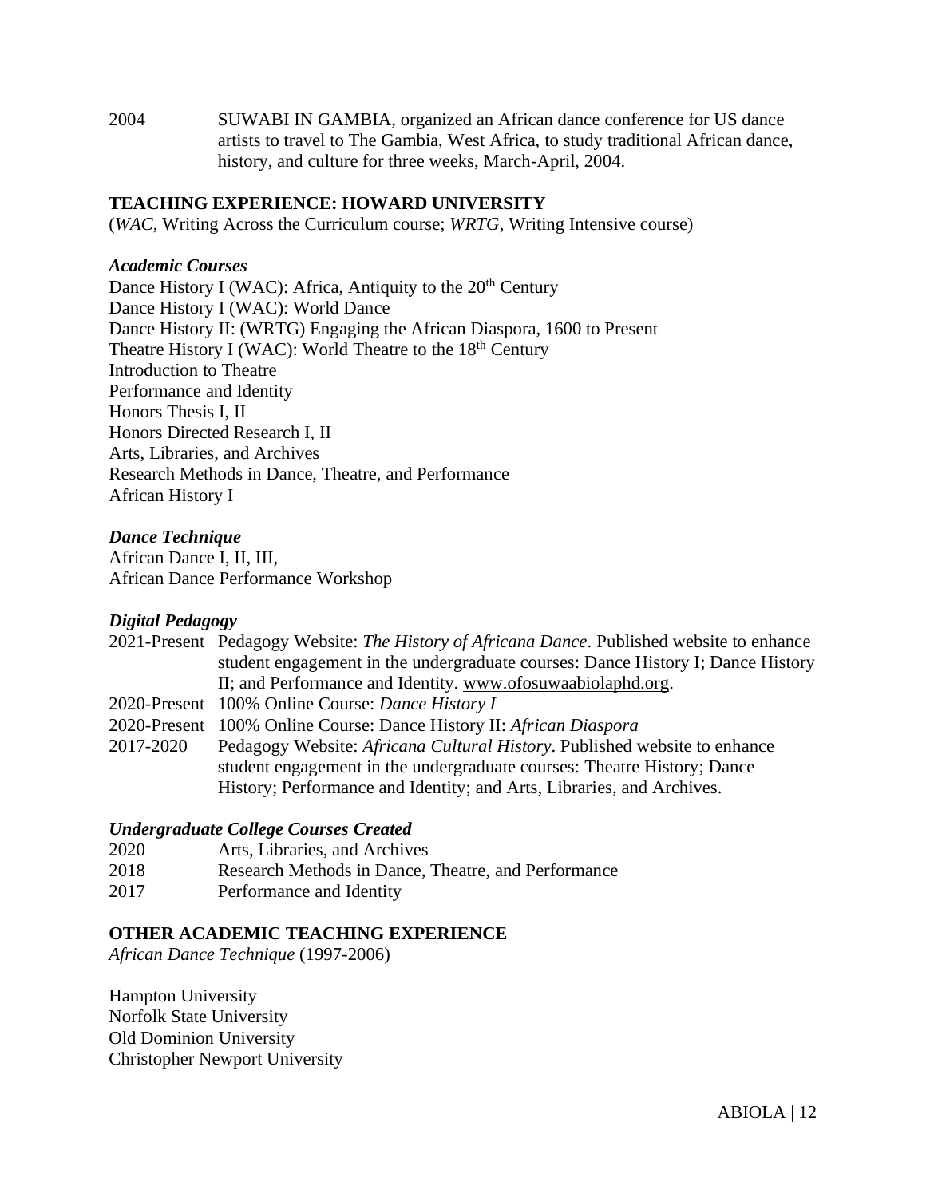2004 SUWABI IN GAMBIA, organized an African dance conference for US dance artists to travel to The Gambia, West Africa, to study traditional African dance, history, and culture for three weeks, March-April, 2004.

## TEACHING EXPERIENCE: HOWARD UNIVERSITY

(*WAC*, Writing Across the Curriculum course; *WRTG*, Writing Intensive course)

### *Academic Courses*

Dance History I (WAC): Africa, Antiquity to the 20th Century
Dance History I (WAC): World Dance
Dance History II: (WRTG) Engaging the African Diaspora, 1600 to Present
Theatre History I (WAC): World Theatre to the 18th Century
Introduction to Theatre
Performance and Identity
Honors Thesis I, II
Honors Directed Research I, II
Arts, Libraries, and Archives
Research Methods in Dance, Theatre, and Performance
African History I

### *Dance Technique*

African Dance I, II, III,
African Dance Performance Workshop

### *Digital Pedagogy*

2021-Present Pedagogy Website: *The History of Africana Dance*. Published website to enhance student engagement in the undergraduate courses: Dance History I; Dance History II; and Performance and Identity. www.ofosuwaabiolaphd.org.

2020-Present 100% Online Course: *Dance History I*

2020-Present 100% Online Course: Dance History II: *African Diaspora*

2017-2020 Pedagogy Website: *Africana Cultural History*. Published website to enhance student engagement in the undergraduate courses: Theatre History; Dance History; Performance and Identity; and Arts, Libraries, and Archives.

### *Undergraduate College Courses Created*

2020 Arts, Libraries, and Archives
2018 Research Methods in Dance, Theatre, and Performance
2017 Performance and Identity

## OTHER ACADEMIC TEACHING EXPERIENCE

*African Dance Technique* (1997-2006)

Hampton University
Norfolk State University
Old Dominion University
Christopher Newport University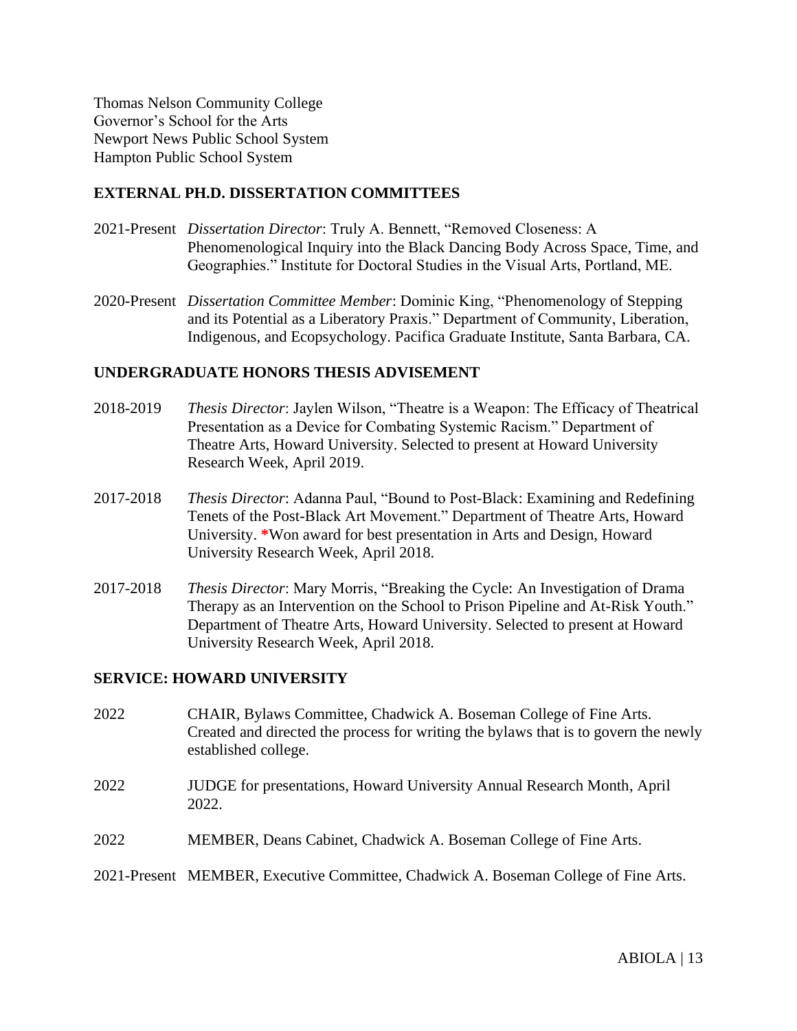Thomas Nelson Community College
Governor's School for the Arts
Newport News Public School System
Hampton Public School System

## EXTERNAL PH.D. DISSERTATION COMMITTEES

2021-Present *Dissertation Director*: Truly A. Bennett, "Removed Closeness: A Phenomenological Inquiry into the Black Dancing Body Across Space, Time, and Geographies." Institute for Doctoral Studies in the Visual Arts, Portland, ME.

2020-Present *Dissertation Committee Member*: Dominic King, "Phenomenology of Stepping and its Potential as a Liberatory Praxis." Department of Community, Liberation, Indigenous, and Ecopsychology. Pacifica Graduate Institute, Santa Barbara, CA.

## UNDERGRADUATE HONORS THESIS ADVISEMENT

2018-2019 *Thesis Director*: Jaylen Wilson, "Theatre is a Weapon: The Efficacy of Theatrical Presentation as a Device for Combating Systemic Racism." Department of Theatre Arts, Howard University. Selected to present at Howard University Research Week, April 2019.

2017-2018 *Thesis Director*: Adanna Paul, "Bound to Post-Black: Examining and Redefining Tenets of the Post-Black Art Movement." Department of Theatre Arts, Howard University. *Won award for best presentation in Arts and Design, Howard University Research Week, April 2018.

2017-2018 *Thesis Director*: Mary Morris, "Breaking the Cycle: An Investigation of Drama Therapy as an Intervention on the School to Prison Pipeline and At-Risk Youth." Department of Theatre Arts, Howard University. Selected to present at Howard University Research Week, April 2018.

## SERVICE: HOWARD UNIVERSITY

2022 CHAIR, Bylaws Committee, Chadwick A. Boseman College of Fine Arts. Created and directed the process for writing the bylaws that is to govern the newly established college.

2022 JUDGE for presentations, Howard University Annual Research Month, April 2022.

2022 MEMBER, Deans Cabinet, Chadwick A. Boseman College of Fine Arts.

2021-Present MEMBER, Executive Committee, Chadwick A. Boseman College of Fine Arts.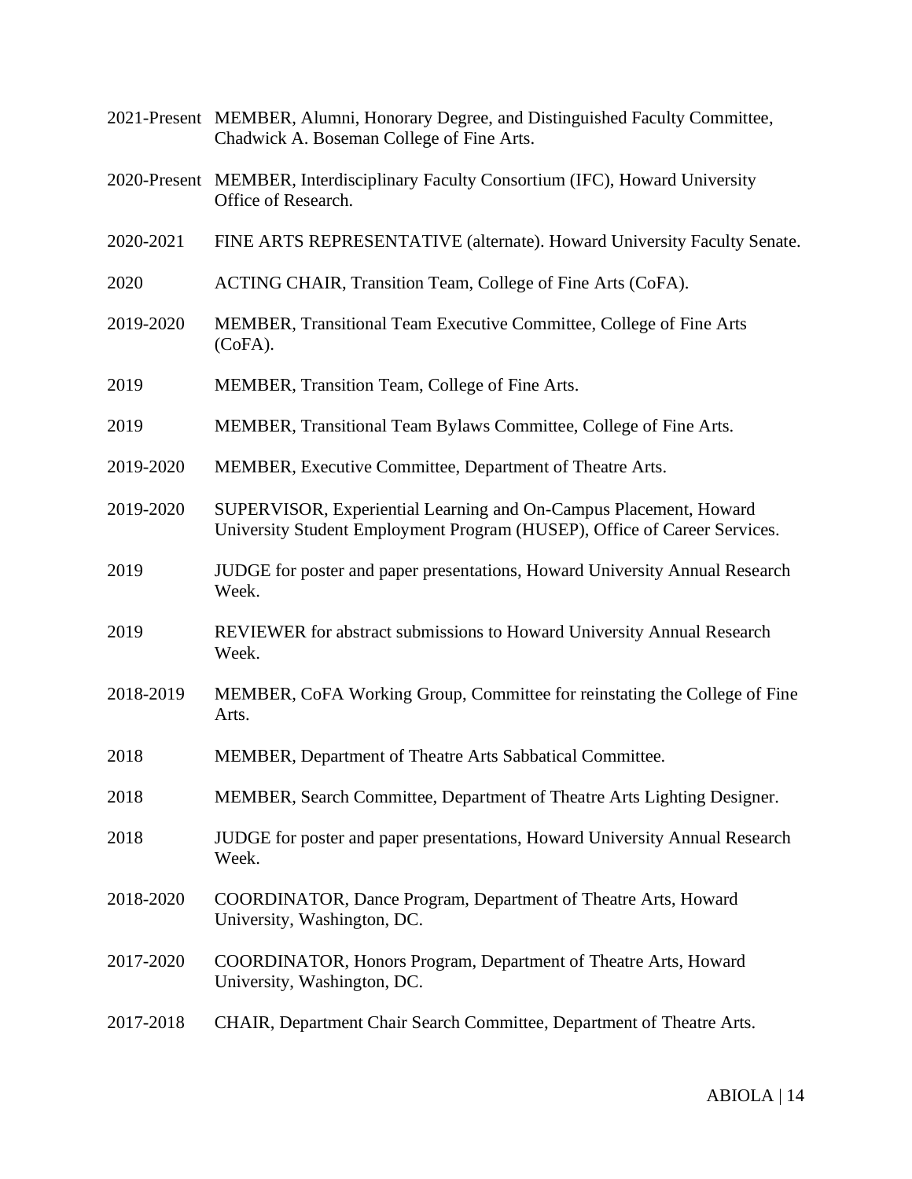2021-Present MEMBER, Alumni, Honorary Degree, and Distinguished Faculty Committee, Chadwick A. Boseman College of Fine Arts.

2020-Present MEMBER, Interdisciplinary Faculty Consortium (IFC), Howard University Office of Research.

2020-2021 FINE ARTS REPRESENTATIVE (alternate). Howard University Faculty Senate.

2020 ACTING CHAIR, Transition Team, College of Fine Arts (CoFA).

2019-2020 MEMBER, Transitional Team Executive Committee, College of Fine Arts (CoFA).

2019 MEMBER, Transition Team, College of Fine Arts.

2019 MEMBER, Transitional Team Bylaws Committee, College of Fine Arts.

2019-2020 MEMBER, Executive Committee, Department of Theatre Arts.

2019-2020 SUPERVISOR, Experiential Learning and On-Campus Placement, Howard University Student Employment Program (HUSEP), Office of Career Services.

2019 JUDGE for poster and paper presentations, Howard University Annual Research Week.

2019 REVIEWER for abstract submissions to Howard University Annual Research Week.

2018-2019 MEMBER, CoFA Working Group, Committee for reinstating the College of Fine Arts.

2018 MEMBER, Department of Theatre Arts Sabbatical Committee.

2018 MEMBER, Search Committee, Department of Theatre Arts Lighting Designer.

2018 JUDGE for poster and paper presentations, Howard University Annual Research Week.

2018-2020 COORDINATOR, Dance Program, Department of Theatre Arts, Howard University, Washington, DC.

2017-2020 COORDINATOR, Honors Program, Department of Theatre Arts, Howard University, Washington, DC.

2017-2018 CHAIR, Department Chair Search Committee, Department of Theatre Arts.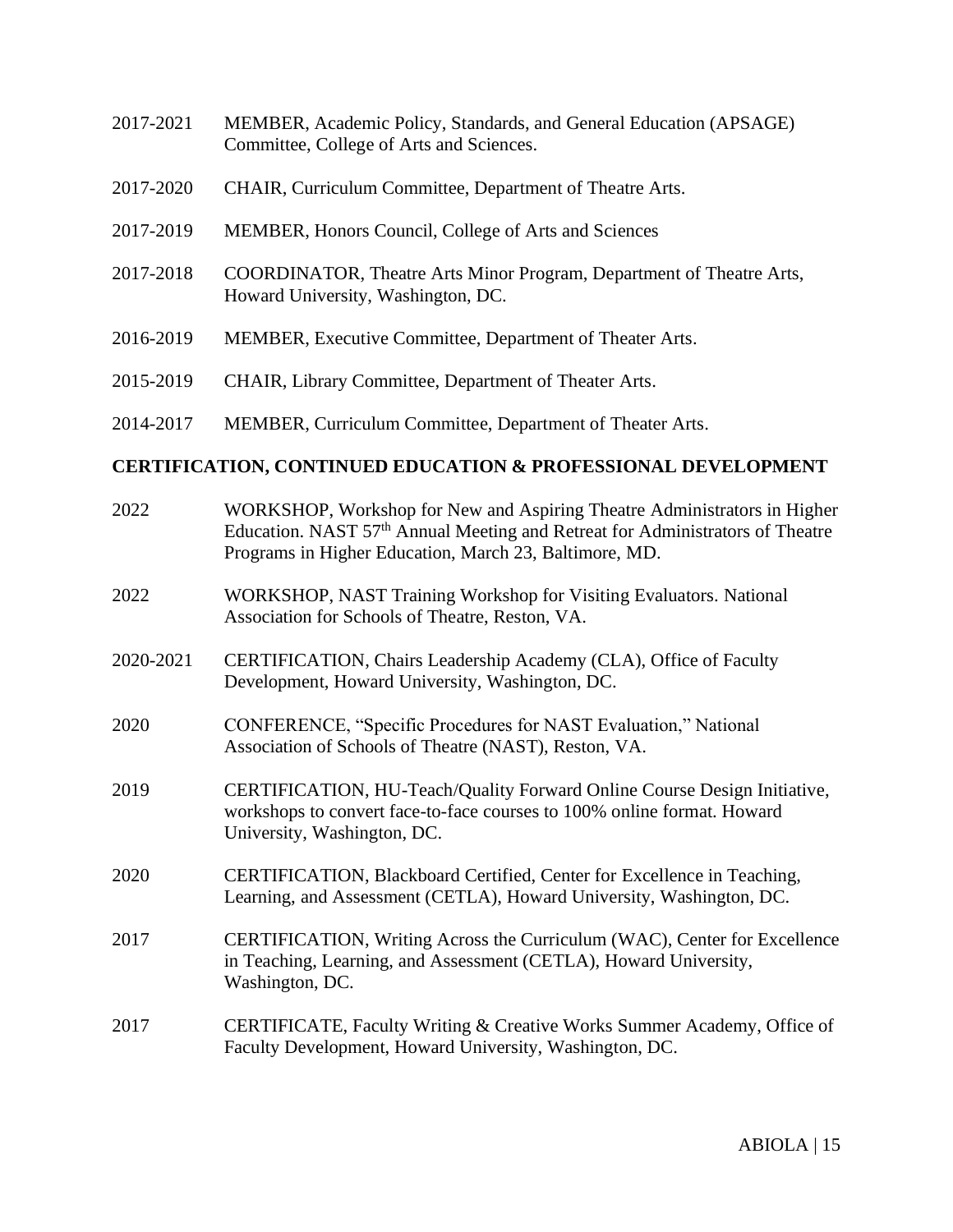2017-2021 MEMBER, Academic Policy, Standards, and General Education (APSAGE) Committee, College of Arts and Sciences.

2017-2020 CHAIR, Curriculum Committee, Department of Theatre Arts.

2017-2019 MEMBER, Honors Council, College of Arts and Sciences

2017-2018 COORDINATOR, Theatre Arts Minor Program, Department of Theatre Arts, Howard University, Washington, DC.

2016-2019 MEMBER, Executive Committee, Department of Theater Arts.

2015-2019 CHAIR, Library Committee, Department of Theater Arts.

2014-2017 MEMBER, Curriculum Committee, Department of Theater Arts.

## CERTIFICATION, CONTINUED EDUCATION & PROFESSIONAL DEVELOPMENT

2022 WORKSHOP, Workshop for New and Aspiring Theatre Administrators in Higher Education. NAST 57th Annual Meeting and Retreat for Administrators of Theatre Programs in Higher Education, March 23, Baltimore, MD.

2022 WORKSHOP, NAST Training Workshop for Visiting Evaluators. National Association for Schools of Theatre, Reston, VA.

2020-2021 CERTIFICATION, Chairs Leadership Academy (CLA), Office of Faculty Development, Howard University, Washington, DC.

2020 CONFERENCE, "Specific Procedures for NAST Evaluation," National Association of Schools of Theatre (NAST), Reston, VA.

2019 CERTIFICATION, HU-Teach/Quality Forward Online Course Design Initiative, workshops to convert face-to-face courses to 100% online format. Howard University, Washington, DC.

2020 CERTIFICATION, Blackboard Certified, Center for Excellence in Teaching, Learning, and Assessment (CETLA), Howard University, Washington, DC.

2017 CERTIFICATION, Writing Across the Curriculum (WAC), Center for Excellence in Teaching, Learning, and Assessment (CETLA), Howard University, Washington, DC.

2017 CERTIFICATE, Faculty Writing & Creative Works Summer Academy, Office of Faculty Development, Howard University, Washington, DC.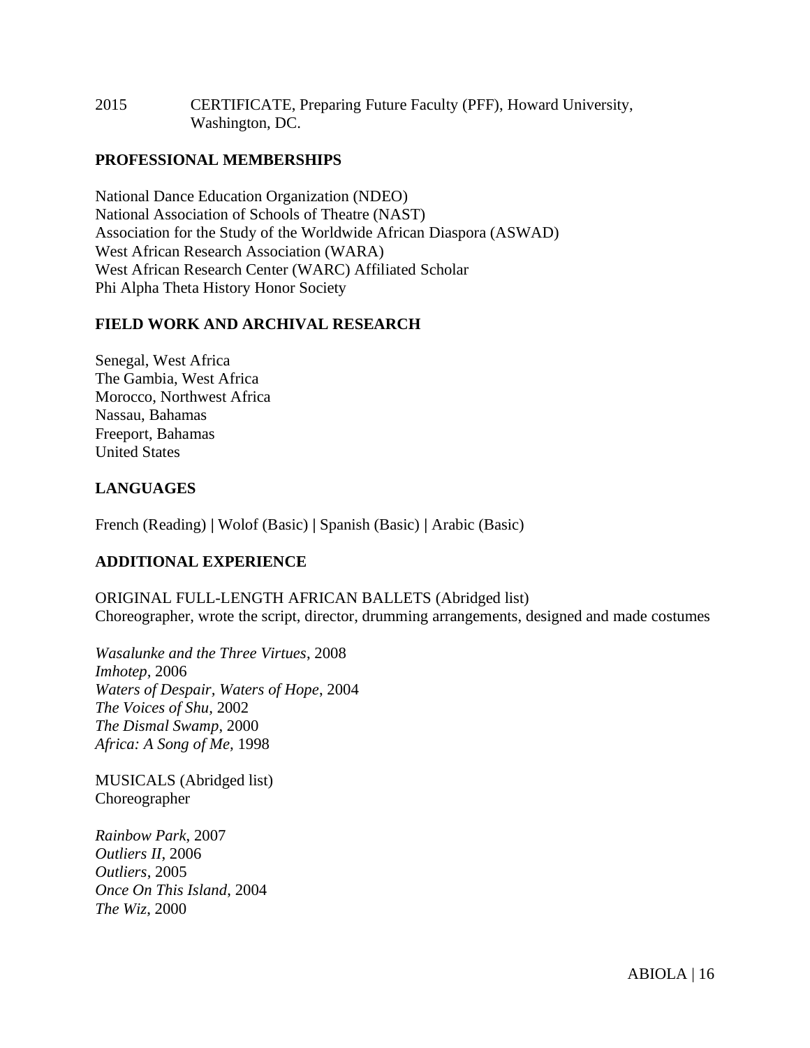2015 CERTIFICATE, Preparing Future Faculty (PFF), Howard University, Washington, DC.

## PROFESSIONAL MEMBERSHIPS

National Dance Education Organization (NDEO)
National Association of Schools of Theatre (NAST)
Association for the Study of the Worldwide African Diaspora (ASWAD)
West African Research Association (WARA)
West African Research Center (WARC) Affiliated Scholar
Phi Alpha Theta History Honor Society

## FIELD WORK AND ARCHIVAL RESEARCH

Senegal, West Africa
The Gambia, West Africa
Morocco, Northwest Africa
Nassau, Bahamas
Freeport, Bahamas
United States

## LANGUAGES

French (Reading) | Wolof (Basic) | Spanish (Basic) | Arabic (Basic)

## ADDITIONAL EXPERIENCE

ORIGINAL FULL-LENGTH AFRICAN BALLETS (Abridged list)
Choreographer, wrote the script, director, drumming arrangements, designed and made costumes

*Wasalunke and the Three Virtues*, 2008
*Imhotep*, 2006
*Waters of Despair, Waters of Hope*, 2004
*The Voices of Shu*, 2002
*The Dismal Swamp*, 2000
*Africa: A Song of Me*, 1998

MUSICALS (Abridged list)
Choreographer

*Rainbow Park*, 2007
*Outliers II*, 2006
*Outliers*, 2005
*Once On This Island*, 2004
*The Wiz*, 2000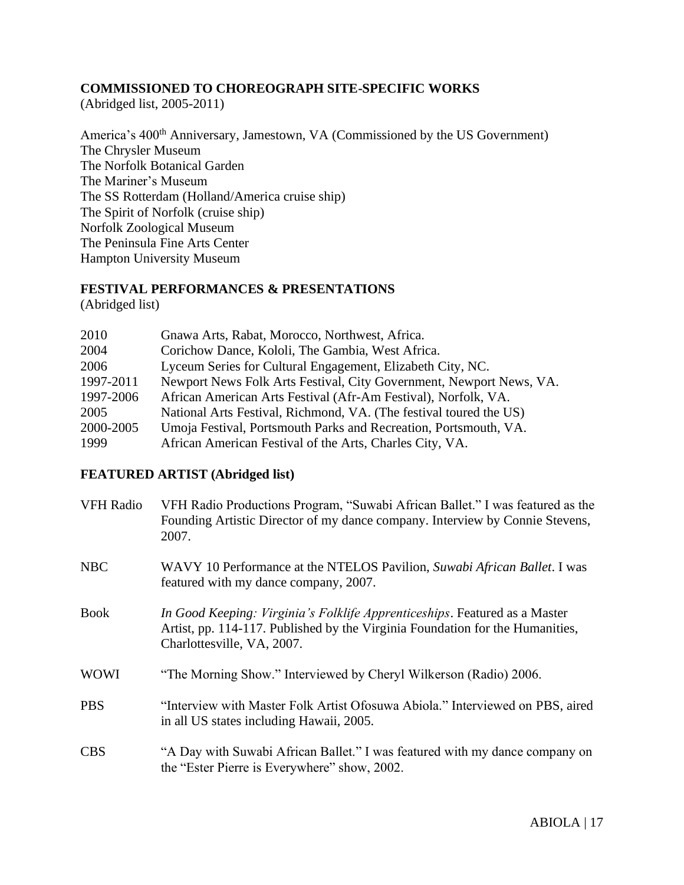## COMMISSIONED TO CHOREOGRAPH SITE-SPECIFIC WORKS

(Abridged list, 2005-2011)

America's 400th Anniversary, Jamestown, VA (Commissioned by the US Government)
The Chrysler Museum
The Norfolk Botanical Garden
The Mariner's Museum
The SS Rotterdam (Holland/America cruise ship)
The Spirit of Norfolk (cruise ship)
Norfolk Zoological Museum
The Peninsula Fine Arts Center
Hampton University Museum

## FESTIVAL PERFORMANCES & PRESENTATIONS

(Abridged list)

| | |
|---|---|
| 2010 | Gnawa Arts, Rabat, Morocco, Northwest, Africa. |
| 2004 | Corichow Dance, Kololi, The Gambia, West Africa. |
| 2006 | Lyceum Series for Cultural Engagement, Elizabeth City, NC. |
| 1997-2011 | Newport News Folk Arts Festival, City Government, Newport News, VA. |
| 1997-2006 | African American Arts Festival (Afr-Am Festival), Norfolk, VA. |
| 2005 | National Arts Festival, Richmond, VA. (The festival toured the US) |
| 2000-2005 | Umoja Festival, Portsmouth Parks and Recreation, Portsmouth, VA. |
| 1999 | African American Festival of the Arts, Charles City, VA. |

## FEATURED ARTIST (Abridged list)

| | |
|---|---|
| VFH Radio | VFH Radio Productions Program, "Suwabi African Ballet." I was featured as the Founding Artistic Director of my dance company. Interview by Connie Stevens, 2007. |
| NBC | WAVY 10 Performance at the NTELOS Pavilion, *Suwabi African Ballet*. I was featured with my dance company, 2007. |
| Book | *In Good Keeping: Virginia's Folklife Apprenticeships*. Featured as a Master Artist, pp. 114-117. Published by the Virginia Foundation for the Humanities, Charlottesville, VA, 2007. |
| WOWI | "The Morning Show." Interviewed by Cheryl Wilkerson (Radio) 2006. |
| PBS | "Interview with Master Folk Artist Ofosuwa Abiola." Interviewed on PBS, aired in all US states including Hawaii, 2005. |
| CBS | "A Day with Suwabi African Ballet." I was featured with my dance company on the "Ester Pierre is Everywhere" show, 2002. |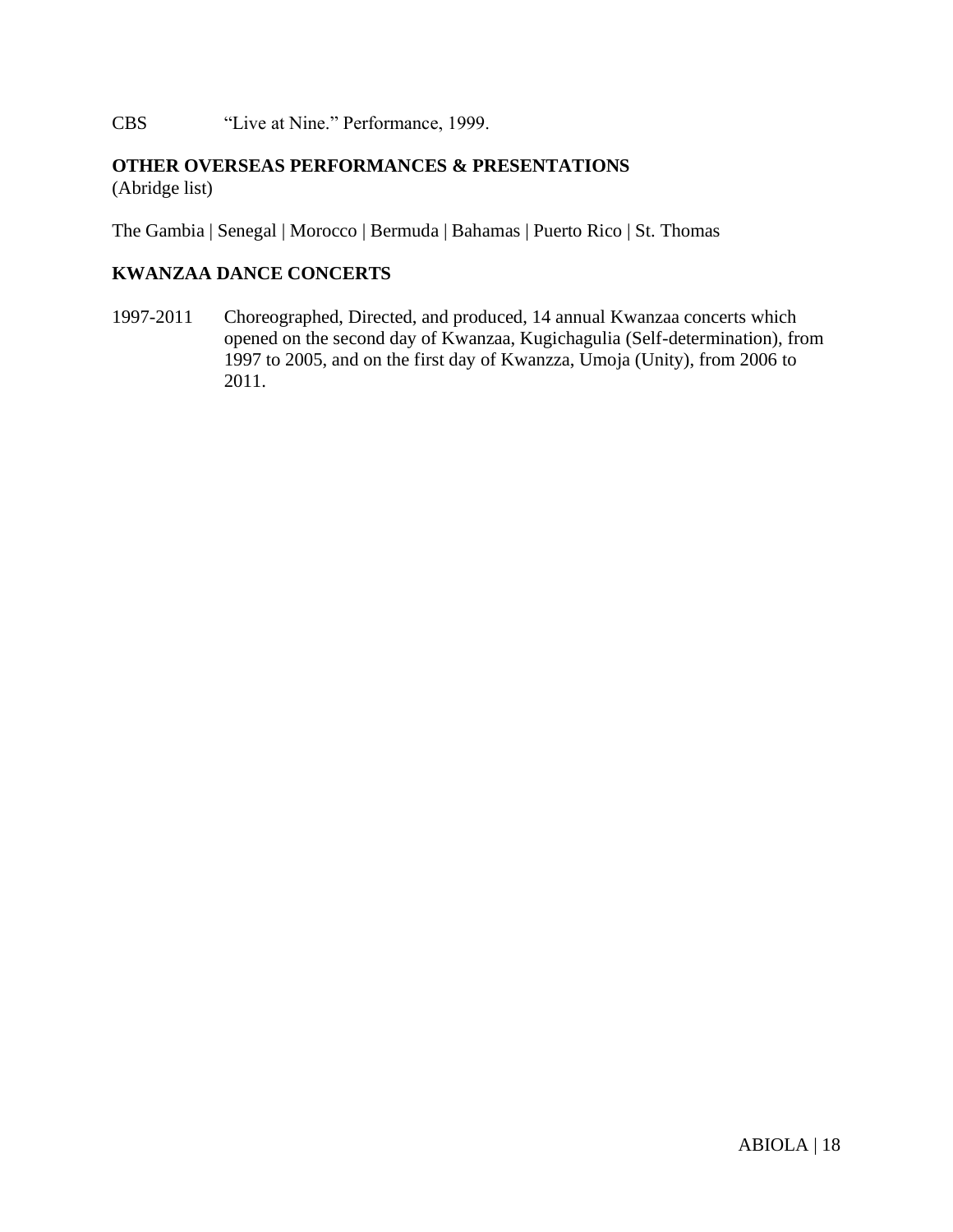CBS "Live at Nine." Performance, 1999.

**OTHER OVERSEAS PERFORMANCES & PRESENTATIONS**
(Abridge list)

The Gambia | Senegal | Morocco | Bermuda | Bahamas | Puerto Rico | St. Thomas

**KWANZAA DANCE CONCERTS**

1997-2011 Choreographed, Directed, and produced, 14 annual Kwanzaa concerts which opened on the second day of Kwanzaa, Kugichagulia (Self-determination), from 1997 to 2005, and on the first day of Kwanzza, Umoja (Unity), from 2006 to 2011.